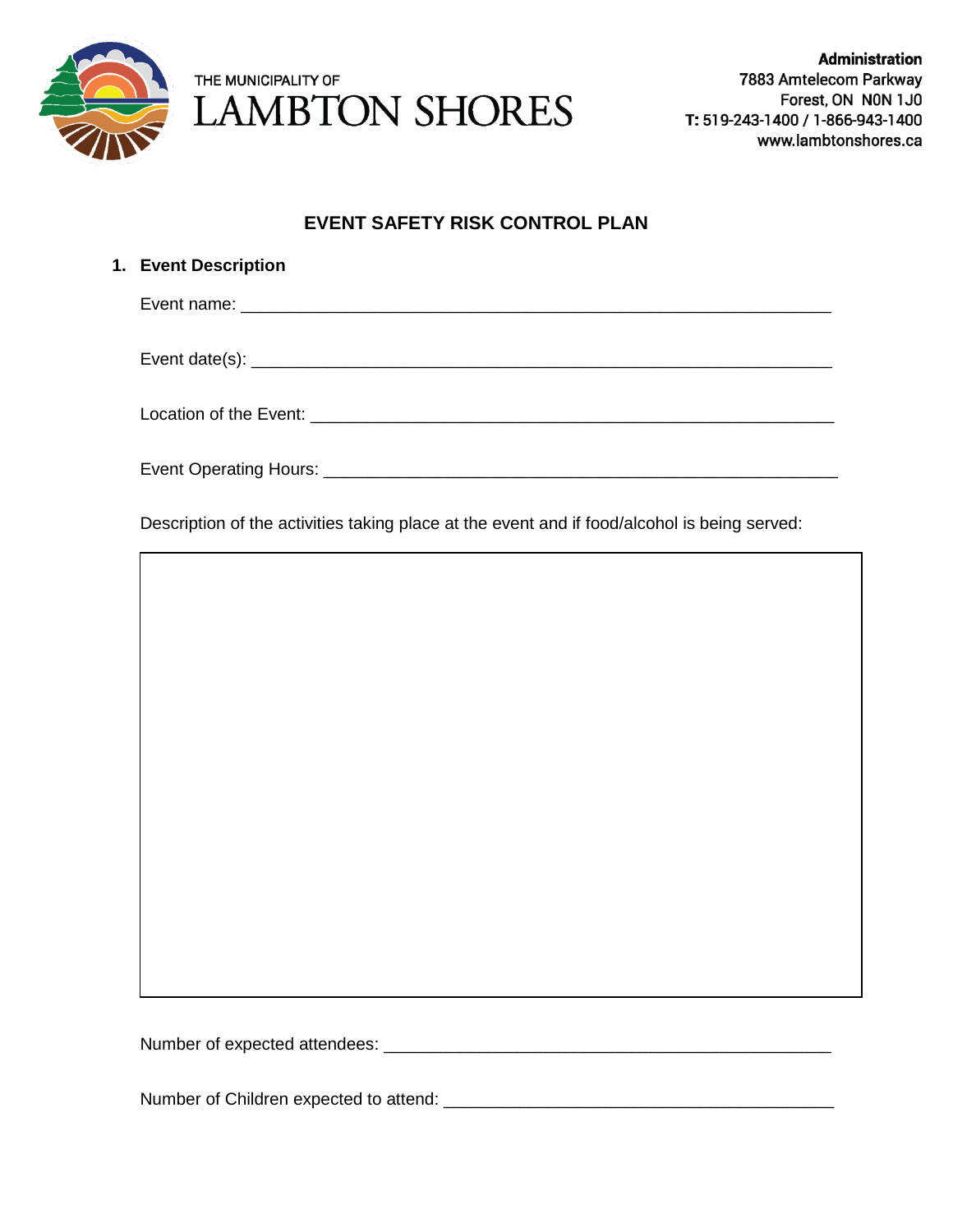THE MUNICIPALITY OF

# LAMBTON SHORES

**Administration**
7883 Amtelecom Parkway
Forest, ON N0N 1J0
**T:** 519-243-1400 / 1-866-943-1400
www.lambtonshores.ca

## EVENT SAFETY RISK CONTROL PLAN

### 1. Event Description

Event name: ____________________________________________________________

Event date(s): __________________________________________________________

Location of the Event: ___________________________________________________

Event Operating Hours: __________________________________________________

Description of the activities taking place at the event and if food/alcohol is being served:

|   |
|---|
|   |

Number of expected attendees: ___________________________________________

Number of Children expected to attend: ____________________________________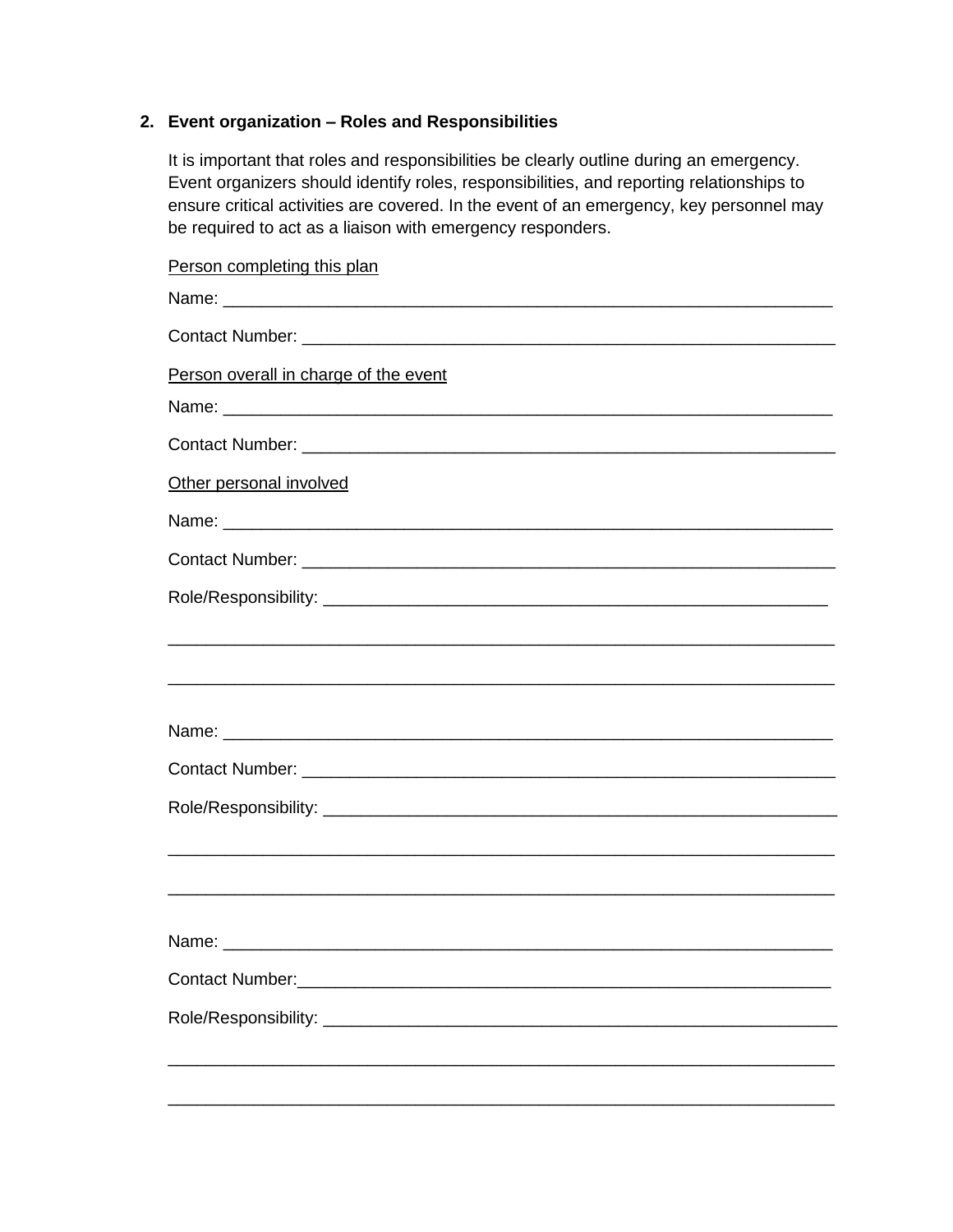## 2. Event organization – Roles and Responsibilities

It is important that roles and responsibilities be clearly outline during an emergency. Event organizers should identify roles, responsibilities, and reporting relationships to ensure critical activities are covered. In the event of an emergency, key personnel may be required to act as a liaison with emergency responders.

<u>Person completing this plan</u>

Name: ___________________________________________________________________

Contact Number: __________________________________________________________

<u>Person overall in charge of the event</u>

Name: ___________________________________________________________________

Contact Number: __________________________________________________________

<u>Other personal involved</u>

Name: ___________________________________________________________________

Contact Number: __________________________________________________________

Role/Responsibility: _______________________________________________________

__________________________________________________________________________

__________________________________________________________________________

Name: ___________________________________________________________________

Contact Number: __________________________________________________________

Role/Responsibility: _______________________________________________________

__________________________________________________________________________

__________________________________________________________________________

Name: ___________________________________________________________________

Contact Number:__________________________________________________________

Role/Responsibility: _______________________________________________________

__________________________________________________________________________

__________________________________________________________________________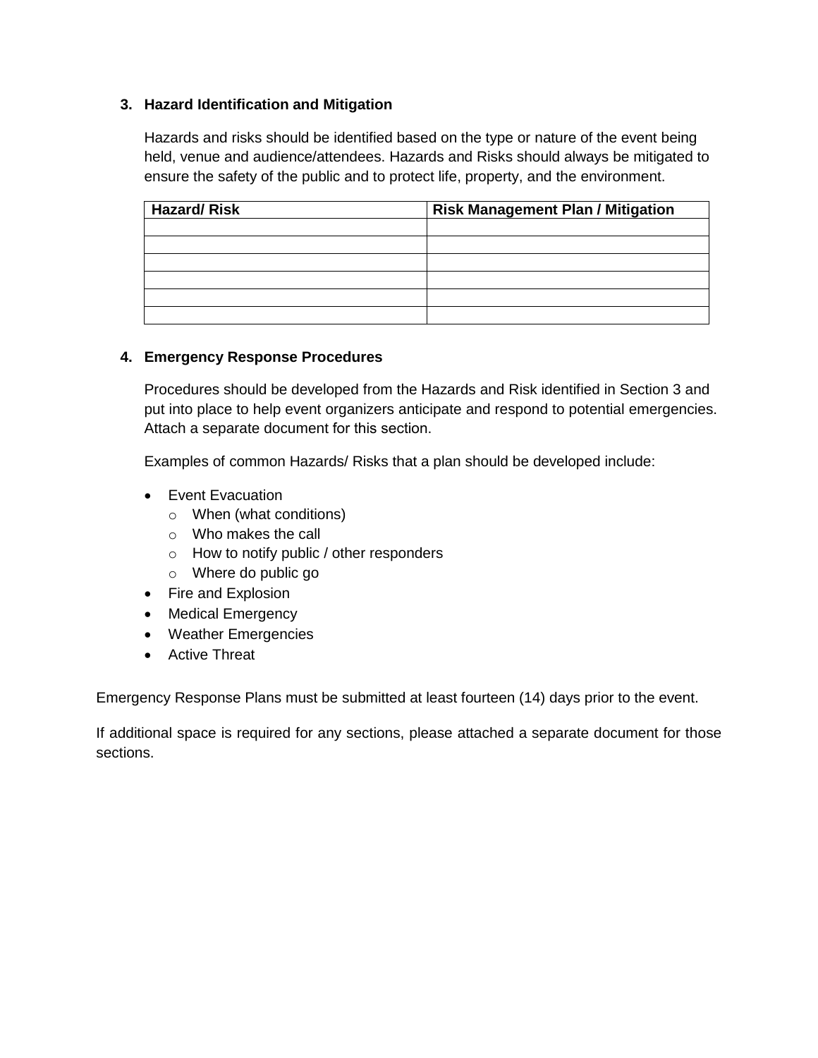### 3. Hazard Identification and Mitigation

Hazards and risks should be identified based on the type or nature of the event being held, venue and audience/attendees. Hazards and Risks should always be mitigated to ensure the safety of the public and to protect life, property, and the environment.

| Hazard/ Risk | Risk Management Plan / Mitigation |
|---|---|
| | |
| | |
| | |
| | |
| | |
| | |

### 4. Emergency Response Procedures

Procedures should be developed from the Hazards and Risk identified in Section 3 and put into place to help event organizers anticipate and respond to potential emergencies. Attach a separate document for this section.

Examples of common Hazards/ Risks that a plan should be developed include:

- Event Evacuation
  - When (what conditions)
  - Who makes the call
  - How to notify public / other responders
  - Where do public go
- Fire and Explosion
- Medical Emergency
- Weather Emergencies
- Active Threat

Emergency Response Plans must be submitted at least fourteen (14) days prior to the event.

If additional space is required for any sections, please attached a separate document for those sections.